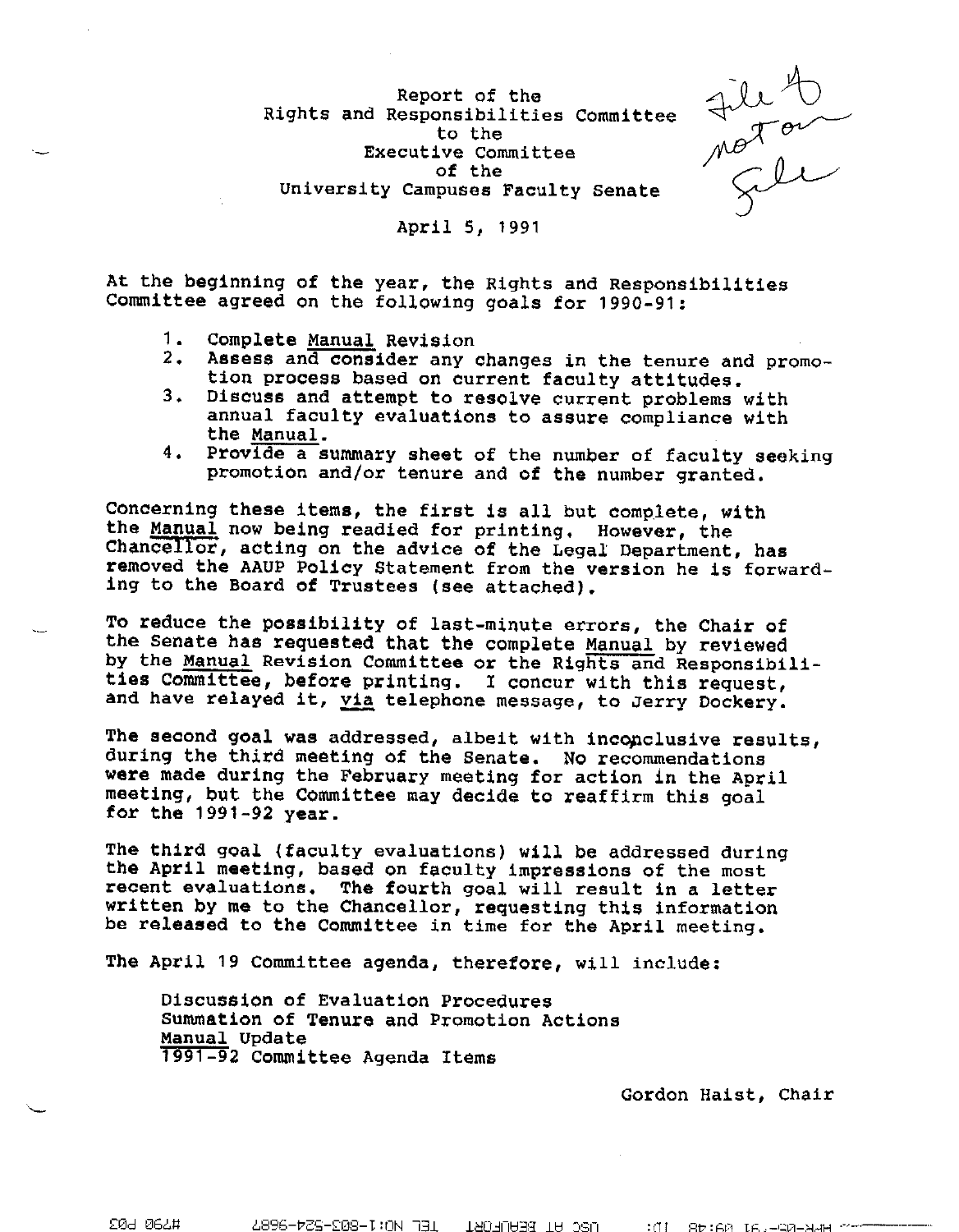Report of the
Rights and Responsibilities Committee
to the
Executive Committee
of the
University Campuses Faculty Senate

April 5, 1991

File to not on file

At the beginning of the year, the Rights and Responsibilities Committee agreed on the following goals for 1990-91:

1. Complete _Manual_ Revision
2. Assess and consider any changes in the tenure and promotion process based on current faculty attitudes.
3. Discuss and attempt to resolve current problems with annual faculty evaluations to assure compliance with the _Manual_.
4. Provide a summary sheet of the number of faculty seeking promotion and/or tenure and of the number granted.

Concerning these items, the first is all but complete, with the _Manual_ now being readied for printing. However, the Chancellor, acting on the advice of the Legal Department, has removed the AAUP Policy Statement from the version he is forwarding to the Board of Trustees (see attached).

To reduce the possibility of last-minute errors, the Chair of the Senate has requested that the complete _Manual_ by reviewed by the _Manual_ Revision Committee or the Rights and Responsibilities Committee, before printing. I concur with this request, and have relayed it, _via_ telephone message, to Jerry Dockery.

The second goal was addressed, albeit with inconclusive results, during the third meeting of the Senate. No recommendations were made during the February meeting for action in the April meeting, but the Committee may decide to reaffirm this goal for the 1991-92 year.

The third goal (faculty evaluations) will be addressed during the April meeting, based on faculty impressions of the most recent evaluations. The fourth goal will result in a letter written by me to the Chancellor, requesting this information be released to the Committee in time for the April meeting.

The April 19 Committee agenda, therefore, will include:

Discussion of Evaluation Procedures
Summation of Tenure and Promotion Actions
_Manual_ Update
1991-92 Committee Agenda Items

Gordon Haist, Chair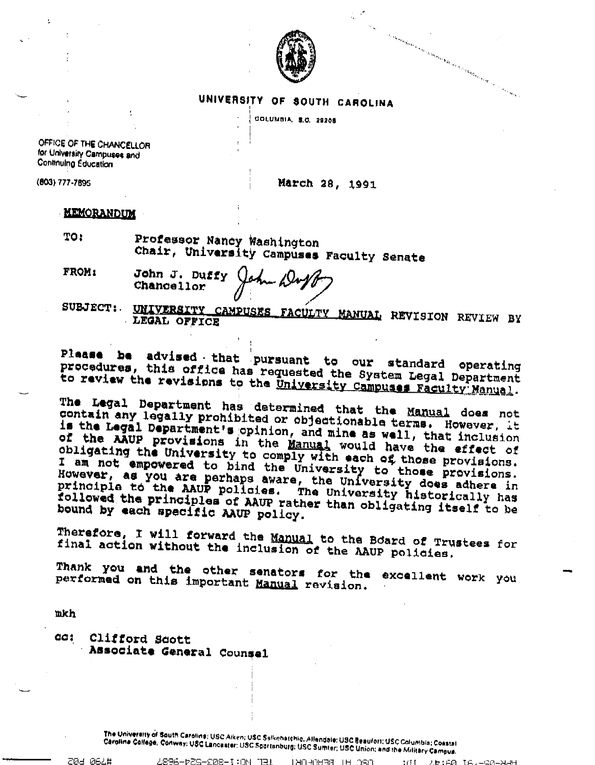UNIVERSITY OF SOUTH CAROLINA

COLUMBIA, S.C. 29208

OFFICE OF THE CHANCELLOR
for University Campuses and
Continuing Education

(803) 777-7695

March 28, 1991

**MEMORANDUM**

TO: Professor Nancy Washington
Chair, University Campuses Faculty Senate

FROM: John J. Duffy
Chancellor

SUBJECT: UNIVERSITY CAMPUSES FACULTY MANUAL REVISION REVIEW BY LEGAL OFFICE

Please be advised that pursuant to our standard operating procedures, this office has requested the System Legal Department to review the revisions to the University Campuses Faculty Manual.

The Legal Department has determined that the Manual does not contain any legally prohibited or objectionable terms. However, it is the Legal Department's opinion, and mine as well, that inclusion of the AAUP provisions in the Manual would have the effect of obligating the University to comply with each of those provisions. I am not empowered to bind the University to those provisions. However, as you are perhaps aware, the University does adhere in principle to the AAUP policies. The University historically has followed the principles of AAUP rather than obligating itself to be bound by each specific AAUP policy.

Therefore, I will forward the Manual to the Board of Trustees for final action without the inclusion of the AAUP policies.

Thank you and the other senators for the excellent work you performed on this important Manual revision.

mkh

cc: Clifford Scott
Associate General Counsel

The University of South Carolina: USC Aiken; USC Salkehatchie, Allendale; USC Beaufort; USC Columbia; Coastal Carolina College, Conway; USC Lancaster; USC Spartanburg; USC Sumter; USC Union; and the Military Campus.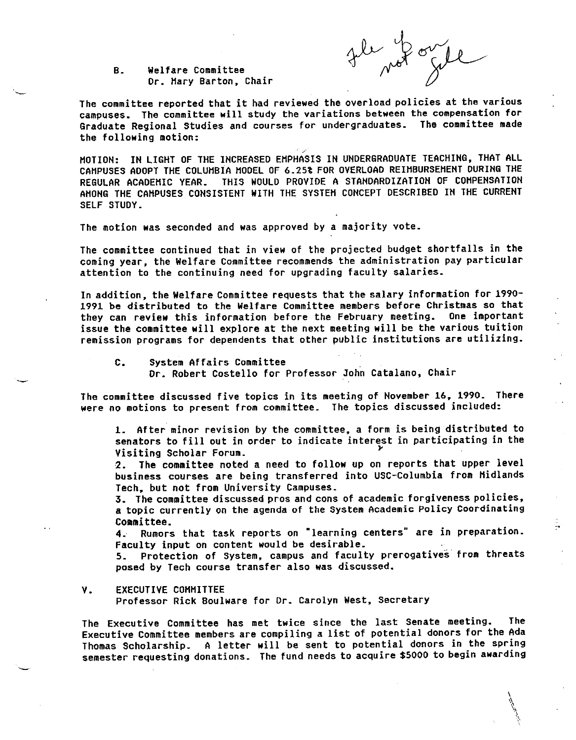File not on file

B. Welfare Committee
Dr. Mary Barton, Chair

The committee reported that it had reviewed the overload policies at the various campuses. The committee will study the variations between the compensation for Graduate Regional Studies and courses for undergraduates. The committee made the following motion:

MOTION: IN LIGHT OF THE INCREASED EMPHASIS IN UNDERGRADUATE TEACHING, THAT ALL CAMPUSES ADOPT THE COLUMBIA MODEL OF 6.25% FOR OVERLOAD REIMBURSEMENT DURING THE REGULAR ACADEMIC YEAR. THIS WOULD PROVIDE A STANDARDIZATION OF COMPENSATION AMONG THE CAMPUSES CONSISTENT WITH THE SYSTEM CONCEPT DESCRIBED IN THE CURRENT SELF STUDY.

The motion was seconded and was approved by a majority vote.

The committee continued that in view of the projected budget shortfalls in the coming year, the Welfare Committee recommends the administration pay particular attention to the continuing need for upgrading faculty salaries.

In addition, the Welfare Committee requests that the salary information for 1990-1991 be distributed to the Welfare Committee members before Christmas so that they can review this information before the February meeting. One important issue the committee will explore at the next meeting will be the various tuition remission programs for dependents that other public institutions are utilizing.

C. System Affairs Committee
Dr. Robert Costello for Professor John Catalano, Chair

The committee discussed five topics in its meeting of November 16, 1990. There were no motions to present from committee. The topics discussed included:

1. After minor revision by the committee, a form is being distributed to senators to fill out in order to indicate interest in participating in the Visiting Scholar Forum.
2. The committee noted a need to follow up on reports that upper level business courses are being transferred into USC-Columbia from Midlands Tech, but not from University Campuses.
3. The committee discussed pros and cons of academic forgiveness policies, a topic currently on the agenda of the System Academic Policy Coordinating Committee.
4. Rumors that task reports on "learning centers" are in preparation. Faculty input on content would be desirable.
5. Protection of System, campus and faculty prerogatives from threats posed by Tech course transfer also was discussed.

V. EXECUTIVE COMMITTEE
Professor Rick Boulware for Dr. Carolyn West, Secretary

The Executive Committee has met twice since the last Senate meeting. The Executive Committee members are compiling a list of potential donors for the Ada Thomas Scholarship. A letter will be sent to potential donors in the spring semester requesting donations. The fund needs to acquire $5000 to begin awarding